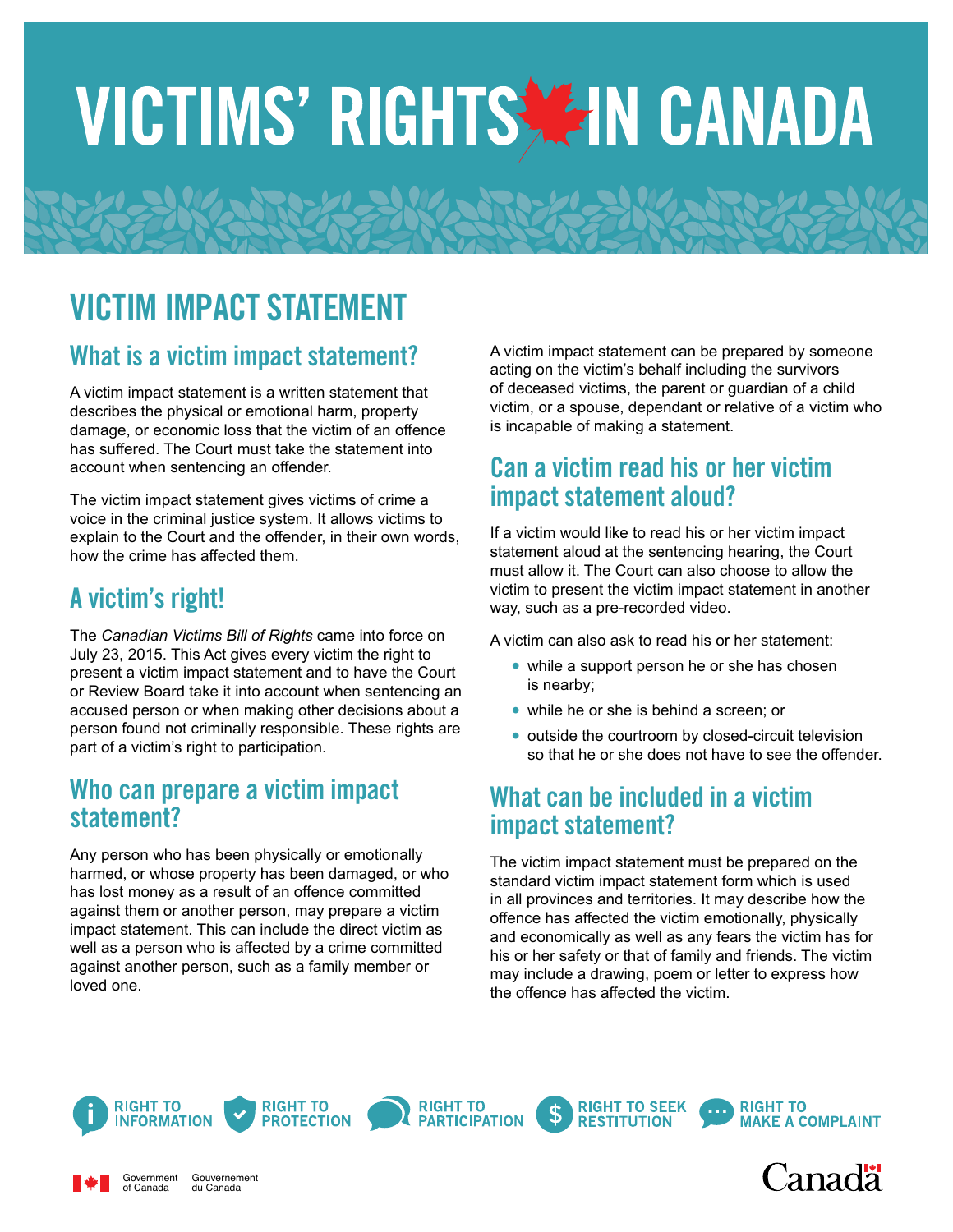# VICTIMS' RIGHTS IN CANADA

## VICTIM IMPACT STATEMENT

### What is a victim impact statement?

A victim impact statement is a written statement that describes the physical or emotional harm, property damage, or economic loss that the victim of an offence has suffered. The Court must take the statement into account when sentencing an offender.

The victim impact statement gives victims of crime a voice in the criminal justice system. It allows victims to explain to the Court and the offender, in their own words, how the crime has affected them.

### A victim's right!

The *Canadian Victims Bill of Rights* came into force on July 23, 2015. This Act gives every victim the right to present a victim impact statement and to have the Court or Review Board take it into account when sentencing an accused person or when making other decisions about a person found not criminally responsible. These rights are part of a victim's right to participation.

### Who can prepare a victim impact statement?

Any person who has been physically or emotionally harmed, or whose property has been damaged, or who has lost money as a result of an offence committed against them or another person, may prepare a victim impact statement. This can include the direct victim as well as a person who is affected by a crime committed against another person, such as a family member or loved one.

A victim impact statement can be prepared by someone acting on the victim's behalf including the survivors of deceased victims, the parent or guardian of a child victim, or a spouse, dependant or relative of a victim who is incapable of making a statement.

### Can a victim read his or her victim impact statement aloud?

If a victim would like to read his or her victim impact statement aloud at the sentencing hearing, the Court must allow it. The Court can also choose to allow the victim to present the victim impact statement in another way, such as a pre-recorded video.

A victim can also ask to read his or her statement:

- while a support person he or she has chosen is nearby;
- while he or she is behind a screen; or
- outside the courtroom by closed-circuit television so that he or she does not have to see the offender.

### What can be included in a victim impact statement?

The victim impact statement must be prepared on the standard victim impact statement form which is used in all provinces and territories. It may describe how the offence has affected the victim emotionally, physically and economically as well as any fears the victim has for his or her safety or that of family and friends. The victim may include a drawing, poem or letter to express how the offence has affected the victim.

RIGHT TO INFORMATION | RIGHT TO PROTECTION | RIGHT TO PARTICIPATION | RIGHT TO SEEK RESTITUTION | RIGHT TO MAKE A COMPLAINT

Government of Canada / Gouvernement du Canada

Canada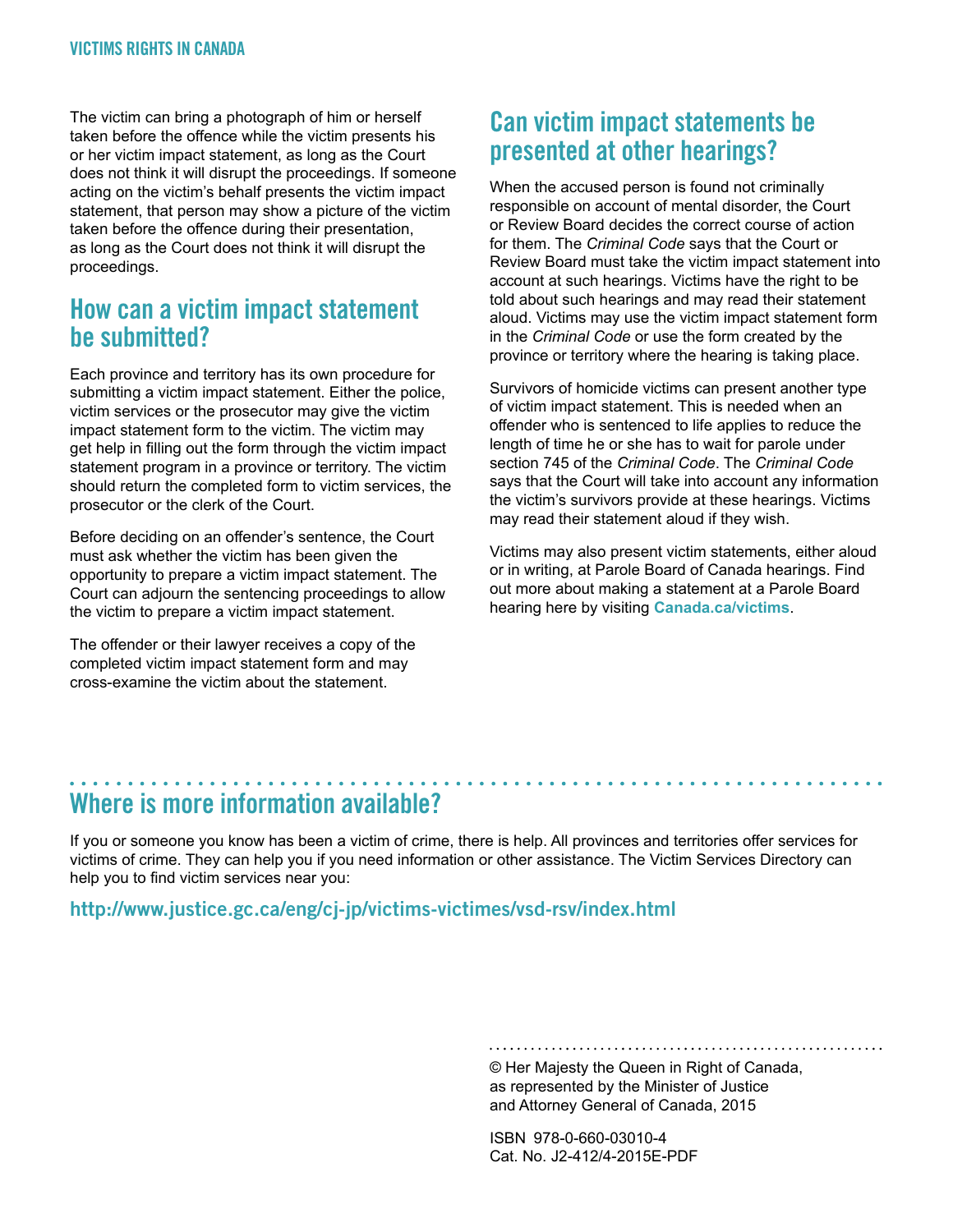The victim can bring a photograph of him or herself taken before the offence while the victim presents his or her victim impact statement, as long as the Court does not think it will disrupt the proceedings. If someone acting on the victim's behalf presents the victim impact statement, that person may show a picture of the victim taken before the offence during their presentation, as long as the Court does not think it will disrupt the proceedings.

## How can a victim impact statement be submitted?

Each province and territory has its own procedure for submitting a victim impact statement. Either the police, victim services or the prosecutor may give the victim impact statement form to the victim. The victim may get help in filling out the form through the victim impact statement program in a province or territory. The victim should return the completed form to victim services, the prosecutor or the clerk of the Court.

Before deciding on an offender's sentence, the Court must ask whether the victim has been given the opportunity to prepare a victim impact statement. The Court can adjourn the sentencing proceedings to allow the victim to prepare a victim impact statement.

The offender or their lawyer receives a copy of the completed victim impact statement form and may cross-examine the victim about the statement.

## Can victim impact statements be presented at other hearings?

When the accused person is found not criminally responsible on account of mental disorder, the Court or Review Board decides the correct course of action for them. The *Criminal Code* says that the Court or Review Board must take the victim impact statement into account at such hearings. Victims have the right to be told about such hearings and may read their statement aloud. Victims may use the victim impact statement form in the *Criminal Code* or use the form created by the province or territory where the hearing is taking place.

Survivors of homicide victims can present another type of victim impact statement. This is needed when an offender who is sentenced to life applies to reduce the length of time he or she has to wait for parole under section 745 of the *Criminal Code*. The *Criminal Code* says that the Court will take into account any information the victim's survivors provide at these hearings. Victims may read their statement aloud if they wish.

Victims may also present victim statements, either aloud or in writing, at Parole Board of Canada hearings. Find out more about making a statement at a Parole Board hearing here by visiting **Canada.ca/victims**.

## Where is more information available?

If you or someone you know has been a victim of crime, there is help. All provinces and territories offer services for victims of crime. They can help you if you need information or other assistance. The Victim Services Directory can help you to find victim services near you:

**http://www.justice.gc.ca/eng/cj-jp/victims-victimes/vsd-rsv/index.html**

© Her Majesty the Queen in Right of Canada, as represented by the Minister of Justice and Attorney General of Canada, 2015

ISBN 978-0-660-03010-4
Cat. No. J2-412/4-2015E-PDF